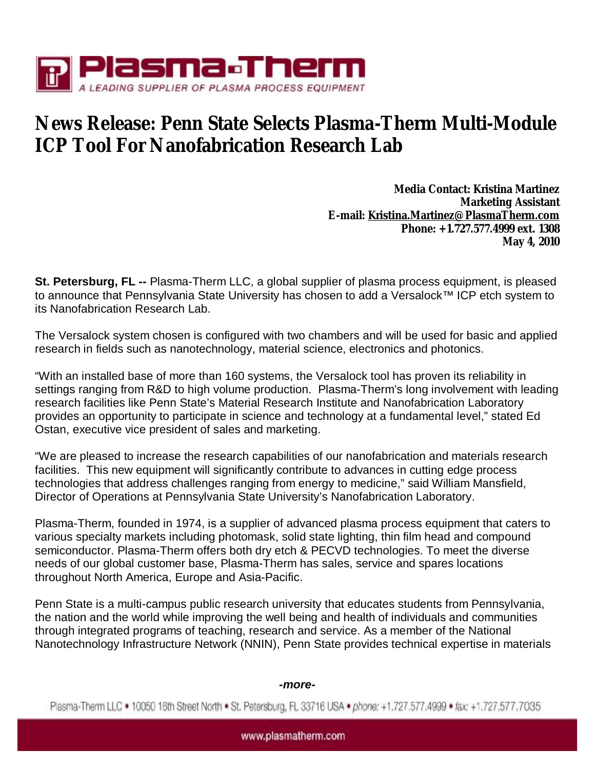Plasma-Therm

A LEADING SUPPLIER OF PLASMA PROCESS EQUIPMENT

# News Release: Penn State Selects Plasma-Therm Multi-Module ICP Tool For Nanofabrication Research Lab

**Media Contact: Kristina Martinez**
**Marketing Assistant**
**E-mail: Kristina.Martinez@PlasmaTherm.com**
**Phone: +1.727.577.4999 ext. 1308**
**May 4, 2010**

**St. Petersburg, FL --** Plasma-Therm LLC, a global supplier of plasma process equipment, is pleased to announce that Pennsylvania State University has chosen to add a Versalock™ ICP etch system to its Nanofabrication Research Lab.

The Versalock system chosen is configured with two chambers and will be used for basic and applied research in fields such as nanotechnology, material science, electronics and photonics.

"With an installed base of more than 160 systems, the Versalock tool has proven its reliability in settings ranging from R&D to high volume production. Plasma-Therm's long involvement with leading research facilities like Penn State's Material Research Institute and Nanofabrication Laboratory provides an opportunity to participate in science and technology at a fundamental level," stated Ed Ostan, executive vice president of sales and marketing.

"We are pleased to increase the research capabilities of our nanofabrication and materials research facilities. This new equipment will significantly contribute to advances in cutting edge process technologies that address challenges ranging from energy to medicine," said William Mansfield, Director of Operations at Pennsylvania State University's Nanofabrication Laboratory.

Plasma-Therm, founded in 1974, is a supplier of advanced plasma process equipment that caters to various specialty markets including photomask, solid state lighting, thin film head and compound semiconductor. Plasma-Therm offers both dry etch & PECVD technologies. To meet the diverse needs of our global customer base, Plasma-Therm has sales, service and spares locations throughout North America, Europe and Asia-Pacific.

Penn State is a multi-campus public research university that educates students from Pennsylvania, the nation and the world while improving the well being and health of individuals and communities through integrated programs of teaching, research and service. As a member of the National Nanotechnology Infrastructure Network (NNIN), Penn State provides technical expertise in materials

***-more-***

Plasma-Therm LLC • 10050 16th Street North • St. Petersburg, FL 33716 USA • *phone:* +1.727.577.4999 • *fax:* +1.727.577.7035

www.plasmatherm.com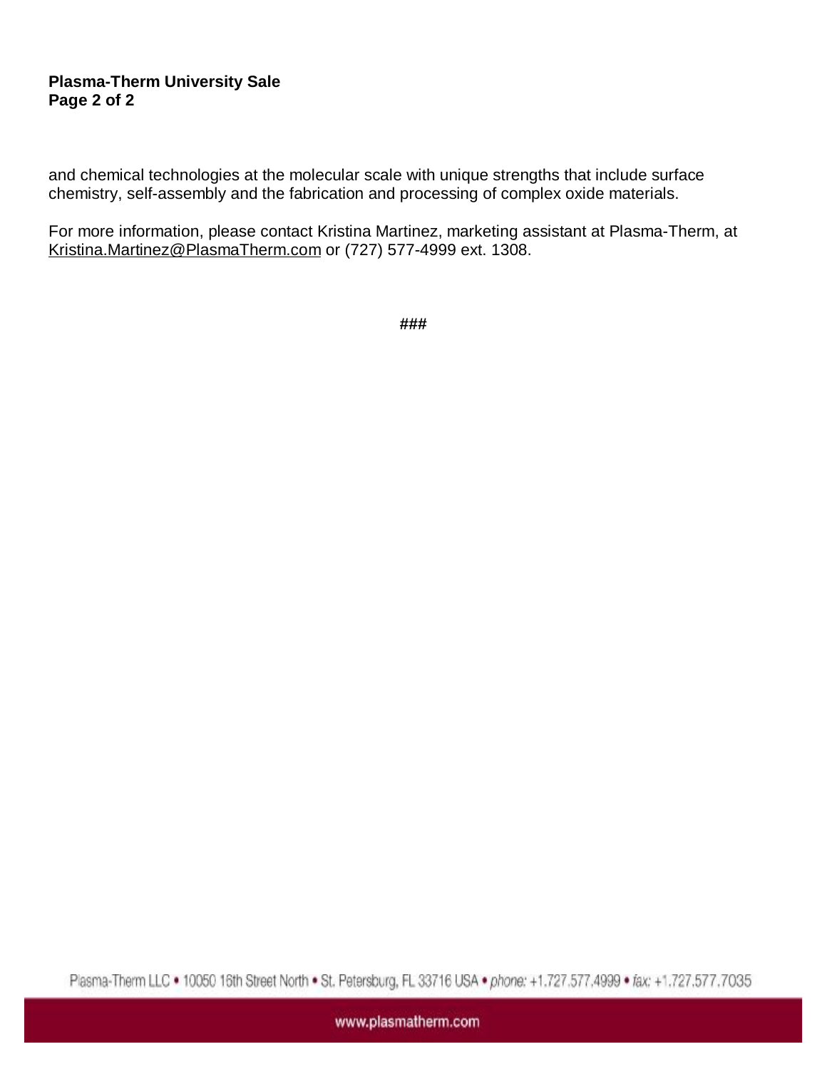and chemical technologies at the molecular scale with unique strengths that include surface chemistry, self-assembly and the fabrication and processing of complex oxide materials.

For more information, please contact Kristina Martinez, marketing assistant at Plasma-Therm, at Kristina.Martinez@PlasmaTherm.com or (727) 577-4999 ext. 1308.

###